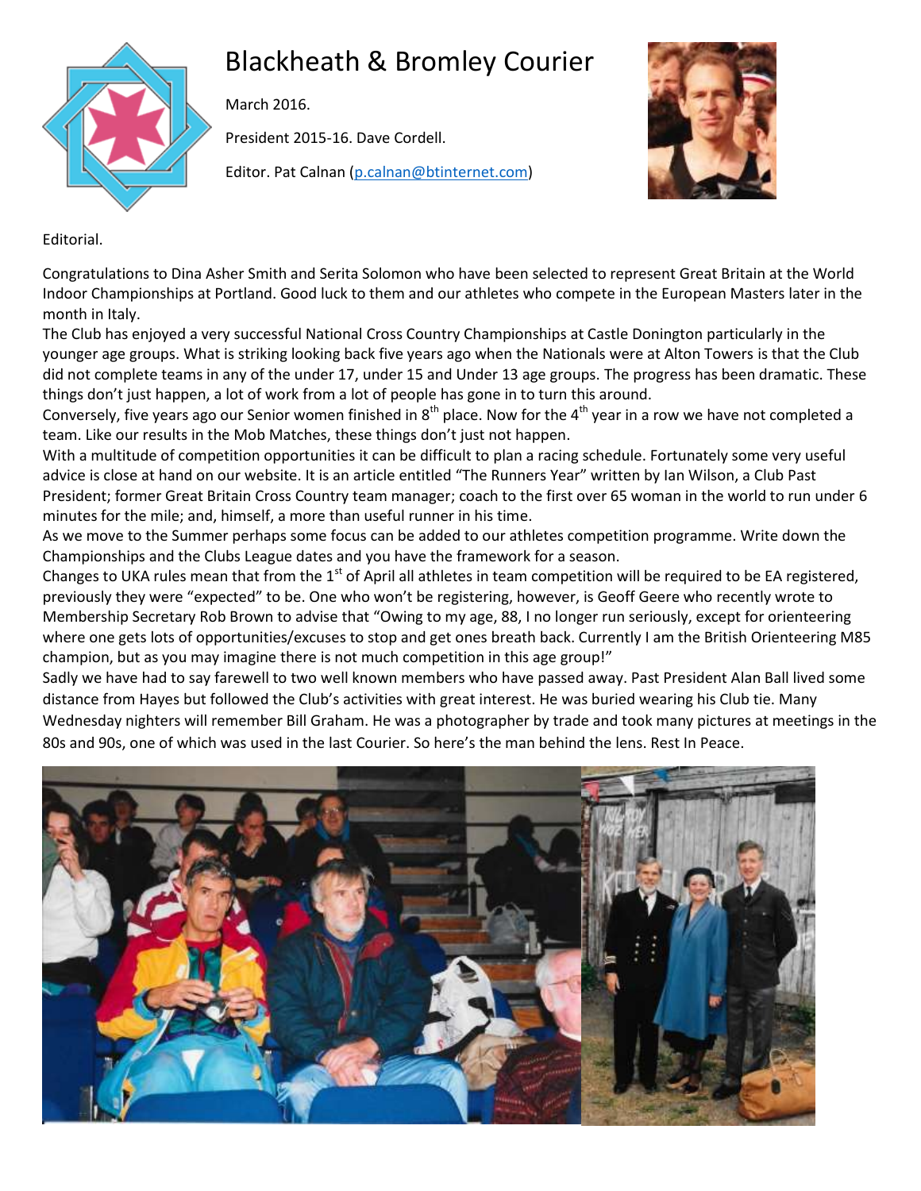# Blackheath & Bromley Courier

March 2016.

President 2015-16. Dave Cordell.

Editor. Pat Calnan (p.calnan@btinternet.com)

Editorial.

Congratulations to Dina Asher Smith and Serita Solomon who have been selected to represent Great Britain at the World Indoor Championships at Portland. Good luck to them and our athletes who compete in the European Masters later in the month in Italy.

The Club has enjoyed a very successful National Cross Country Championships at Castle Donington particularly in the younger age groups. What is striking looking back five years ago when the Nationals were at Alton Towers is that the Club did not complete teams in any of the under 17, under 15 and Under 13 age groups. The progress has been dramatic. These things don't just happen, a lot of work from a lot of people has gone in to turn this around.

Conversely, five years ago our Senior women finished in 8th place. Now for the 4th year in a row we have not completed a team. Like our results in the Mob Matches, these things don't just not happen.

With a multitude of competition opportunities it can be difficult to plan a racing schedule. Fortunately some very useful advice is close at hand on our website. It is an article entitled "The Runners Year" written by Ian Wilson, a Club Past President; former Great Britain Cross Country team manager; coach to the first over 65 woman in the world to run under 6 minutes for the mile; and, himself, a more than useful runner in his time.

As we move to the Summer perhaps some focus can be added to our athletes competition programme. Write down the Championships and the Clubs League dates and you have the framework for a season.

Changes to UKA rules mean that from the 1st of April all athletes in team competition will be required to be EA registered, previously they were "expected" to be. One who won't be registering, however, is Geoff Geere who recently wrote to Membership Secretary Rob Brown to advise that "Owing to my age, 88, I no longer run seriously, except for orienteering where one gets lots of opportunities/excuses to stop and get ones breath back. Currently I am the British Orienteering M85 champion, but as you may imagine there is not much competition in this age group!"

Sadly we have had to say farewell to two well known members who have passed away. Past President Alan Ball lived some distance from Hayes but followed the Club's activities with great interest. He was buried wearing his Club tie. Many Wednesday nighters will remember Bill Graham. He was a photographer by trade and took many pictures at meetings in the 80s and 90s, one of which was used in the last Courier. So here's the man behind the lens. Rest In Peace.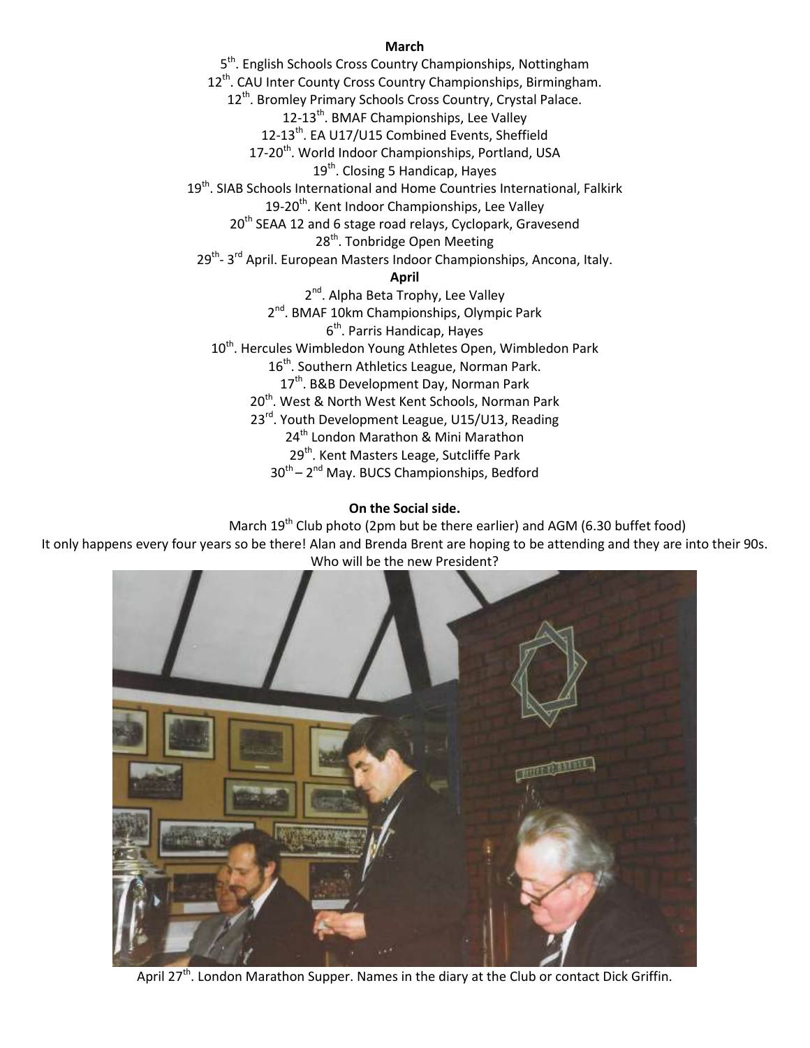**March**

5th. English Schools Cross Country Championships, Nottingham
12th. CAU Inter County Cross Country Championships, Birmingham.
12th. Bromley Primary Schools Cross Country, Crystal Palace.
12-13th. BMAF Championships, Lee Valley
12-13th. EA U17/U15 Combined Events, Sheffield
17-20th. World Indoor Championships, Portland, USA
19th. Closing 5 Handicap, Hayes
19th. SIAB Schools International and Home Countries International, Falkirk
19-20th. Kent Indoor Championships, Lee Valley
20th SEAA 12 and 6 stage road relays, Cyclopark, Gravesend
28th. Tonbridge Open Meeting
29th- 3rd April. European Masters Indoor Championships, Ancona, Italy.

**April**

2nd. Alpha Beta Trophy, Lee Valley
2nd. BMAF 10km Championships, Olympic Park
6th. Parris Handicap, Hayes
10th. Hercules Wimbledon Young Athletes Open, Wimbledon Park
16th. Southern Athletics League, Norman Park.
17th. B&B Development Day, Norman Park
20th. West & North West Kent Schools, Norman Park
23rd. Youth Development League, U15/U13, Reading
24th London Marathon & Mini Marathon
29th. Kent Masters Leage, Sutcliffe Park
30th – 2nd May. BUCS Championships, Bedford

**On the Social side.**

March 19th Club photo (2pm but be there earlier) and AGM (6.30 buffet food)
It only happens every four years so be there! Alan and Brenda Brent are hoping to be attending and they are into their 90s.
Who will be the new President?

April 27th. London Marathon Supper. Names in the diary at the Club or contact Dick Griffin.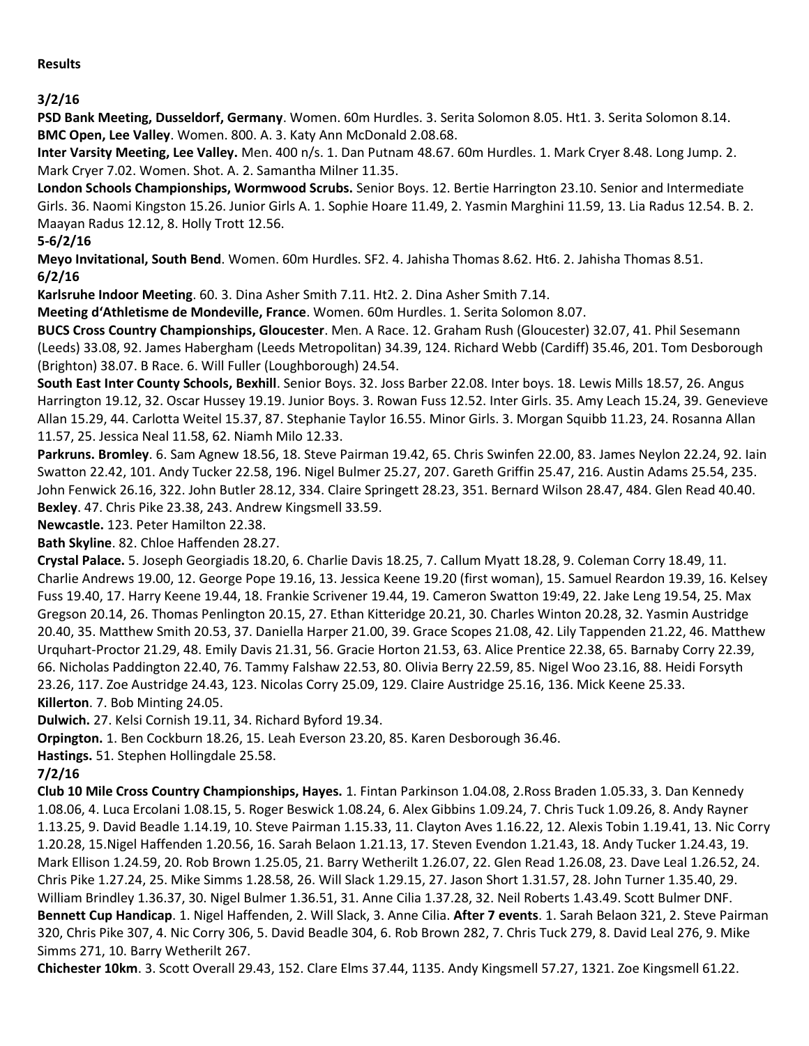**Results**

**3/2/16**

**PSD Bank Meeting, Dusseldorf, Germany**. Women. 60m Hurdles. 3. Serita Solomon 8.05. Ht1. 3. Serita Solomon 8.14.
**BMC Open, Lee Valley**. Women. 800. A. 3. Katy Ann McDonald 2.08.68.
**Inter Varsity Meeting, Lee Valley.** Men. 400 n/s. 1. Dan Putnam 48.67. 60m Hurdles. 1. Mark Cryer 8.48. Long Jump. 2. Mark Cryer 7.02. Women. Shot. A. 2. Samantha Milner 11.35.
**London Schools Championships, Wormwood Scrubs.** Senior Boys. 12. Bertie Harrington 23.10. Senior and Intermediate Girls. 36. Naomi Kingston 15.26. Junior Girls A. 1. Sophie Hoare 11.49, 2. Yasmin Marghini 11.59, 13. Lia Radus 12.54. B. 2. Maayan Radus 12.12, 8. Holly Trott 12.56.

**5-6/2/16**

**Meyo Invitational, South Bend**. Women. 60m Hurdles. SF2. 4. Jahisha Thomas 8.62. Ht6. 2. Jahisha Thomas 8.51.

**6/2/16**

**Karlsruhe Indoor Meeting**. 60. 3. Dina Asher Smith 7.11. Ht2. 2. Dina Asher Smith 7.14.
**Meeting d'Athletisme de Mondeville, France**. Women. 60m Hurdles. 1. Serita Solomon 8.07.
**BUCS Cross Country Championships, Gloucester**. Men. A Race. 12. Graham Rush (Gloucester) 32.07, 41. Phil Sesemann (Leeds) 33.08, 92. James Habergham (Leeds Metropolitan) 34.39, 124. Richard Webb (Cardiff) 35.46, 201. Tom Desborough (Brighton) 38.07. B Race. 6. Will Fuller (Loughborough) 24.54.
**South East Inter County Schools, Bexhill**. Senior Boys. 32. Joss Barber 22.08. Inter boys. 18. Lewis Mills 18.57, 26. Angus Harrington 19.12, 32. Oscar Hussey 19.19. Junior Boys. 3. Rowan Fuss 12.52. Inter Girls. 35. Amy Leach 15.24, 39. Genevieve Allan 15.29, 44. Carlotta Weitel 15.37, 87. Stephanie Taylor 16.55. Minor Girls. 3. Morgan Squibb 11.23, 24. Rosanna Allan 11.57, 25. Jessica Neal 11.58, 62. Niamh Milo 12.33.
**Parkruns. Bromley**. 6. Sam Agnew 18.56, 18. Steve Pairman 19.42, 65. Chris Swinfen 22.00, 83. James Neylon 22.24, 92. Iain Swatton 22.42, 101. Andy Tucker 22.58, 196. Nigel Bulmer 25.27, 207. Gareth Griffin 25.47, 216. Austin Adams 25.54, 235. John Fenwick 26.16, 322. John Butler 28.12, 334. Claire Springett 28.23, 351. Bernard Wilson 28.47, 484. Glen Read 40.40.
**Bexley**. 47. Chris Pike 23.38, 243. Andrew Kingsmell 33.59.
**Newcastle.** 123. Peter Hamilton 22.38.
**Bath Skyline**. 82. Chloe Haffenden 28.27.
**Crystal Palace.** 5. Joseph Georgiadis 18.20, 6. Charlie Davis 18.25, 7. Callum Myatt 18.28, 9. Coleman Corry 18.49, 11. Charlie Andrews 19.00, 12. George Pope 19.16, 13. Jessica Keene 19.20 (first woman), 15. Samuel Reardon 19.39, 16. Kelsey Fuss 19.40, 17. Harry Keene 19.44, 18. Frankie Scrivener 19.44, 19. Cameron Swatton 19:49, 22. Jake Leng 19.54, 25. Max Gregson 20.14, 26. Thomas Penlington 20.15, 27. Ethan Kitteridge 20.21, 30. Charles Winton 20.28, 32. Yasmin Austridge 20.40, 35. Matthew Smith 20.53, 37. Daniella Harper 21.00, 39. Grace Scopes 21.08, 42. Lily Tappenden 21.22, 46. Matthew Urquhart-Proctor 21.29, 48. Emily Davis 21.31, 56. Gracie Horton 21.53, 63. Alice Prentice 22.38, 65. Barnaby Corry 22.39, 66. Nicholas Paddington 22.40, 76. Tammy Falshaw 22.53, 80. Olivia Berry 22.59, 85. Nigel Woo 23.16, 88. Heidi Forsyth 23.26, 117. Zoe Austridge 24.43, 123. Nicolas Corry 25.09, 129. Claire Austridge 25.16, 136. Mick Keene 25.33.
**Killerton**. 7. Bob Minting 24.05.
**Dulwich.** 27. Kelsi Cornish 19.11, 34. Richard Byford 19.34.
**Orpington.** 1. Ben Cockburn 18.26, 15. Leah Everson 23.20, 85. Karen Desborough 36.46.
**Hastings.** 51. Stephen Hollingdale 25.58.

**7/2/16**

**Club 10 Mile Cross Country Championships, Hayes.** 1. Fintan Parkinson 1.04.08, 2.Ross Braden 1.05.33, 3. Dan Kennedy 1.08.06, 4. Luca Ercolani 1.08.15, 5. Roger Beswick 1.08.24, 6. Alex Gibbins 1.09.24, 7. Chris Tuck 1.09.26, 8. Andy Rayner 1.13.25, 9. David Beadle 1.14.19, 10. Steve Pairman 1.15.33, 11. Clayton Aves 1.16.22, 12. Alexis Tobin 1.19.41, 13. Nic Corry 1.20.28, 15.Nigel Haffenden 1.20.56, 16. Sarah Belaon 1.21.13, 17. Steven Evendon 1.21.43, 18. Andy Tucker 1.24.43, 19. Mark Ellison 1.24.59, 20. Rob Brown 1.25.05, 21. Barry Wetherilt 1.26.07, 22. Glen Read 1.26.08, 23. Dave Leal 1.26.52, 24. Chris Pike 1.27.24, 25. Mike Simms 1.28.58, 26. Will Slack 1.29.15, 27. Jason Short 1.31.57, 28. John Turner 1.35.40, 29. William Brindley 1.36.37, 30. Nigel Bulmer 1.36.51, 31. Anne Cilia 1.37.28, 32. Neil Roberts 1.43.49. Scott Bulmer DNF.
**Bennett Cup Handicap**. 1. Nigel Haffenden, 2. Will Slack, 3. Anne Cilia. **After 7 events**. 1. Sarah Belaon 321, 2. Steve Pairman 320, Chris Pike 307, 4. Nic Corry 306, 5. David Beadle 304, 6. Rob Brown 282, 7. Chris Tuck 279, 8. David Leal 276, 9. Mike Simms 271, 10. Barry Wetherilt 267.
**Chichester 10km**. 3. Scott Overall 29.43, 152. Clare Elms 37.44, 1135. Andy Kingsmell 57.27, 1321. Zoe Kingsmell 61.22.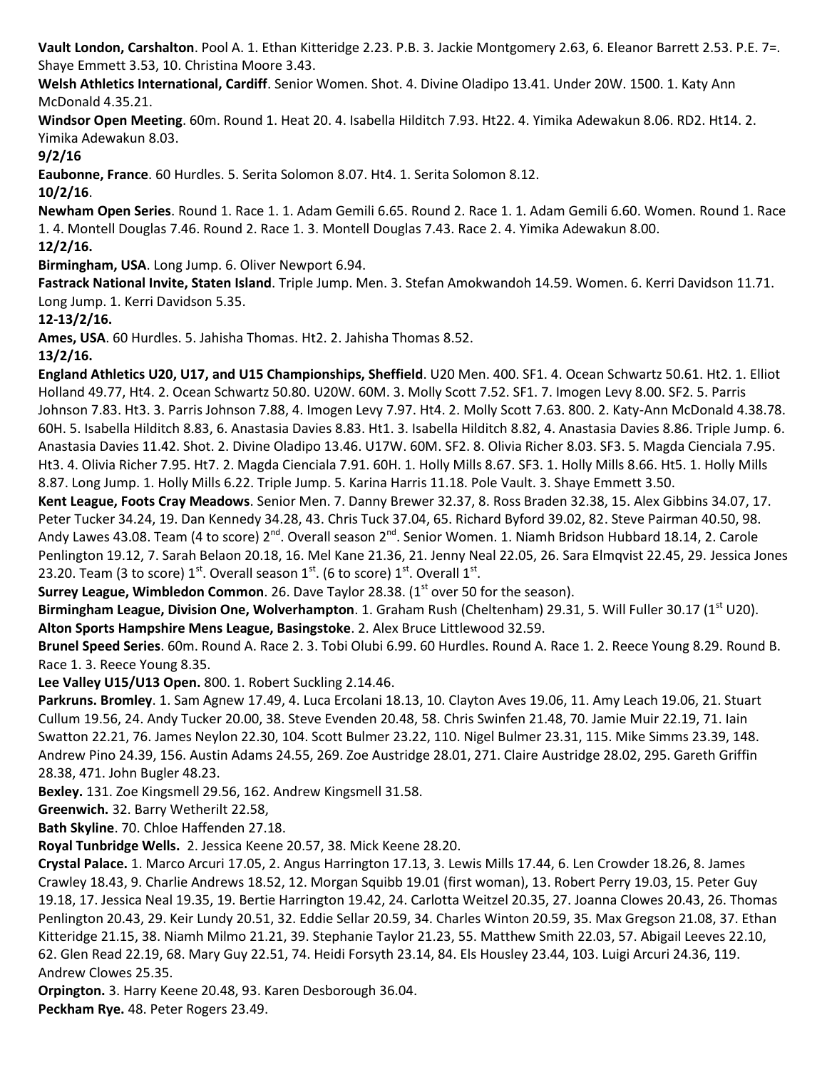**Vault London, Carshalton**. Pool A. 1. Ethan Kitteridge 2.23. P.B. 3. Jackie Montgomery 2.63, 6. Eleanor Barrett 2.53. P.E. 7=. Shaye Emmett 3.53, 10. Christina Moore 3.43.

**Welsh Athletics International, Cardiff**. Senior Women. Shot. 4. Divine Oladipo 13.41. Under 20W. 1500. 1. Katy Ann McDonald 4.35.21.

**Windsor Open Meeting**. 60m. Round 1. Heat 20. 4. Isabella Hilditch 7.93. Ht22. 4. Yimika Adewakun 8.06. RD2. Ht14. 2. Yimika Adewakun 8.03.

**9/2/16**

**Eaubonne, France**. 60 Hurdles. 5. Serita Solomon 8.07. Ht4. 1. Serita Solomon 8.12.

**10/2/16**.

**Newham Open Series**. Round 1. Race 1. 1. Adam Gemili 6.65. Round 2. Race 1. 1. Adam Gemili 6.60. Women. Round 1. Race 1. 4. Montell Douglas 7.46. Round 2. Race 1. 3. Montell Douglas 7.43. Race 2. 4. Yimika Adewakun 8.00.

**12/2/16.**

**Birmingham, USA**. Long Jump. 6. Oliver Newport 6.94.

**Fastrack National Invite, Staten Island**. Triple Jump. Men. 3. Stefan Amokwandoh 14.59. Women. 6. Kerri Davidson 11.71. Long Jump. 1. Kerri Davidson 5.35.

**12-13/2/16.**

**Ames, USA**. 60 Hurdles. 5. Jahisha Thomas. Ht2. 2. Jahisha Thomas 8.52.

**13/2/16.**

**England Athletics U20, U17, and U15 Championships, Sheffield**. U20 Men. 400. SF1. 4. Ocean Schwartz 50.61. Ht2. 1. Elliot Holland 49.77, Ht4. 2. Ocean Schwartz 50.80. U20W. 60M. 3. Molly Scott 7.52. SF1. 7. Imogen Levy 8.00. SF2. 5. Parris Johnson 7.83. Ht3. 3. Parris Johnson 7.88, 4. Imogen Levy 7.97. Ht4. 2. Molly Scott 7.63. 800. 2. Katy-Ann McDonald 4.38.78. 60H. 5. Isabella Hilditch 8.83, 6. Anastasia Davies 8.83. Ht1. 3. Isabella Hilditch 8.82, 4. Anastasia Davies 8.86. Triple Jump. 6. Anastasia Davies 11.42. Shot. 2. Divine Oladipo 13.46. U17W. 60M. SF2. 8. Olivia Richer 8.03. SF3. 5. Magda Cienciala 7.95. Ht3. 4. Olivia Richer 7.95. Ht7. 2. Magda Cienciala 7.91. 60H. 1. Holly Mills 8.67. SF3. 1. Holly Mills 8.66. Ht5. 1. Holly Mills 8.87. Long Jump. 1. Holly Mills 6.22. Triple Jump. 5. Karina Harris 11.18. Pole Vault. 3. Shaye Emmett 3.50.

**Kent League, Foots Cray Meadows**. Senior Men. 7. Danny Brewer 32.37, 8. Ross Braden 32.38, 15. Alex Gibbins 34.07, 17. Peter Tucker 34.24, 19. Dan Kennedy 34.28, 43. Chris Tuck 37.04, 65. Richard Byford 39.02, 82. Steve Pairman 40.50, 98. Andy Lawes 43.08. Team (4 to score) 2nd. Overall season 2nd. Senior Women. 1. Niamh Bridson Hubbard 18.14, 2. Carole Penlington 19.12, 7. Sarah Belaon 20.18, 16. Mel Kane 21.36, 21. Jenny Neal 22.05, 26. Sara Elmqvist 22.45, 29. Jessica Jones 23.20. Team (3 to score) 1st. Overall season 1st. (6 to score) 1st. Overall 1st.

**Surrey League, Wimbledon Common**. 26. Dave Taylor 28.38. (1st over 50 for the season).

**Birmingham League, Division One, Wolverhampton**. 1. Graham Rush (Cheltenham) 29.31, 5. Will Fuller 30.17 (1st U20).

**Alton Sports Hampshire Mens League, Basingstoke**. 2. Alex Bruce Littlewood 32.59.

**Brunel Speed Series**. 60m. Round A. Race 2. 3. Tobi Olubi 6.99. 60 Hurdles. Round A. Race 1. 2. Reece Young 8.29. Round B. Race 1. 3. Reece Young 8.35.

**Lee Valley U15/U13 Open.** 800. 1. Robert Suckling 2.14.46.

**Parkruns. Bromley**. 1. Sam Agnew 17.49, 4. Luca Ercolani 18.13, 10. Clayton Aves 19.06, 11. Amy Leach 19.06, 21. Stuart Cullum 19.56, 24. Andy Tucker 20.00, 38. Steve Evenden 20.48, 58. Chris Swinfen 21.48, 70. Jamie Muir 22.19, 71. Iain Swatton 22.21, 76. James Neylon 22.30, 104. Scott Bulmer 23.22, 110. Nigel Bulmer 23.31, 115. Mike Simms 23.39, 148. Andrew Pino 24.39, 156. Austin Adams 24.55, 269. Zoe Austridge 28.01, 271. Claire Austridge 28.02, 295. Gareth Griffin 28.38, 471. John Bugler 48.23.

**Bexley.** 131. Zoe Kingsmell 29.56, 162. Andrew Kingsmell 31.58.

**Greenwich.** 32. Barry Wetherilt 22.58,

**Bath Skyline**. 70. Chloe Haffenden 27.18.

**Royal Tunbridge Wells.** 2. Jessica Keene 20.57, 38. Mick Keene 28.20.

**Crystal Palace.** 1. Marco Arcuri 17.05, 2. Angus Harrington 17.13, 3. Lewis Mills 17.44, 6. Len Crowder 18.26, 8. James Crawley 18.43, 9. Charlie Andrews 18.52, 12. Morgan Squibb 19.01 (first woman), 13. Robert Perry 19.03, 15. Peter Guy 19.18, 17. Jessica Neal 19.35, 19. Bertie Harrington 19.42, 24. Carlotta Weitzel 20.35, 27. Joanna Clowes 20.43, 26. Thomas Penlington 20.43, 29. Keir Lundy 20.51, 32. Eddie Sellar 20.59, 34. Charles Winton 20.59, 35. Max Gregson 21.08, 37. Ethan Kitteridge 21.15, 38. Niamh Milmo 21.21, 39. Stephanie Taylor 21.23, 55. Matthew Smith 22.03, 57. Abigail Leeves 22.10, 62. Glen Read 22.19, 68. Mary Guy 22.51, 74. Heidi Forsyth 23.14, 84. Els Housley 23.44, 103. Luigi Arcuri 24.36, 119. Andrew Clowes 25.35.

**Orpington.** 3. Harry Keene 20.48, 93. Karen Desborough 36.04.

**Peckham Rye.** 48. Peter Rogers 23.49.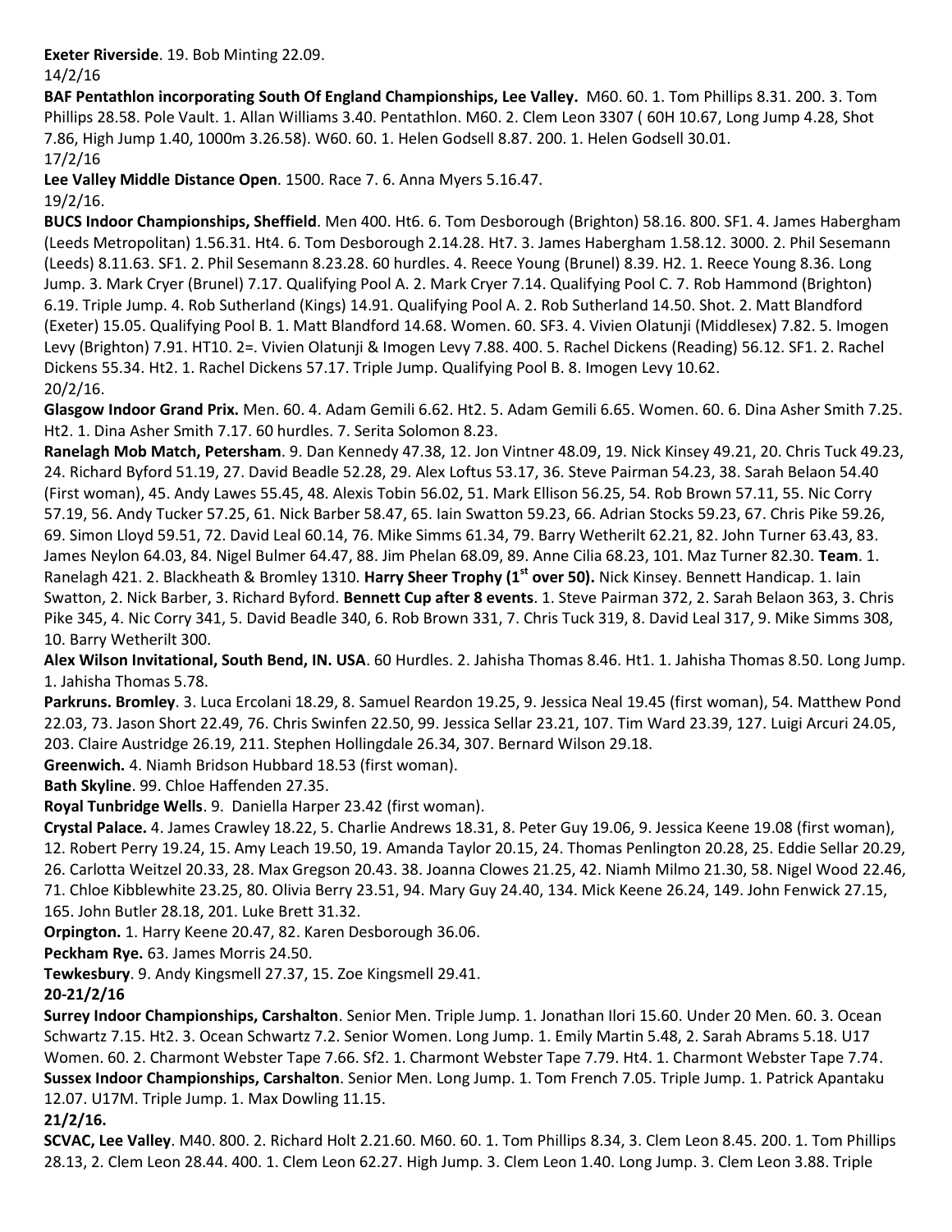**Exeter Riverside**. 19. Bob Minting 22.09.

14/2/16

**BAF Pentathlon incorporating South Of England Championships, Lee Valley.** M60. 60. 1. Tom Phillips 8.31. 200. 3. Tom Phillips 28.58. Pole Vault. 1. Allan Williams 3.40. Pentathlon. M60. 2. Clem Leon 3307 ( 60H 10.67, Long Jump 4.28, Shot 7.86, High Jump 1.40, 1000m 3.26.58). W60. 60. 1. Helen Godsell 8.87. 200. 1. Helen Godsell 30.01.

17/2/16

**Lee Valley Middle Distance Open**. 1500. Race 7. 6. Anna Myers 5.16.47.

19/2/16.

**BUCS Indoor Championships, Sheffield**. Men 400. Ht6. 6. Tom Desborough (Brighton) 58.16. 800. SF1. 4. James Habergham (Leeds Metropolitan) 1.56.31. Ht4. 6. Tom Desborough 2.14.28. Ht7. 3. James Habergham 1.58.12. 3000. 2. Phil Sesemann (Leeds) 8.11.63. SF1. 2. Phil Sesemann 8.23.28. 60 hurdles. 4. Reece Young (Brunel) 8.39. H2. 1. Reece Young 8.36. Long Jump. 3. Mark Cryer (Brunel) 7.17. Qualifying Pool A. 2. Mark Cryer 7.14. Qualifying Pool C. 7. Rob Hammond (Brighton) 6.19. Triple Jump. 4. Rob Sutherland (Kings) 14.91. Qualifying Pool A. 2. Rob Sutherland 14.50. Shot. 2. Matt Blandford (Exeter) 15.05. Qualifying Pool B. 1. Matt Blandford 14.68. Women. 60. SF3. 4. Vivien Olatunji (Middlesex) 7.82. 5. Imogen Levy (Brighton) 7.91. HT10. 2=. Vivien Olatunji & Imogen Levy 7.88. 400. 5. Rachel Dickens (Reading) 56.12. SF1. 2. Rachel Dickens 55.34. Ht2. 1. Rachel Dickens 57.17. Triple Jump. Qualifying Pool B. 8. Imogen Levy 10.62.

20/2/16.

**Glasgow Indoor Grand Prix.** Men. 60. 4. Adam Gemili 6.62. Ht2. 5. Adam Gemili 6.65. Women. 60. 6. Dina Asher Smith 7.25. Ht2. 1. Dina Asher Smith 7.17. 60 hurdles. 7. Serita Solomon 8.23.

**Ranelagh Mob Match, Petersham**. 9. Dan Kennedy 47.38, 12. Jon Vintner 48.09, 19. Nick Kinsey 49.21, 20. Chris Tuck 49.23, 24. Richard Byford 51.19, 27. David Beadle 52.28, 29. Alex Loftus 53.17, 36. Steve Pairman 54.23, 38. Sarah Belaon 54.40 (First woman), 45. Andy Lawes 55.45, 48. Alexis Tobin 56.02, 51. Mark Ellison 56.25, 54. Rob Brown 57.11, 55. Nic Corry 57.19, 56. Andy Tucker 57.25, 61. Nick Barber 58.47, 65. Iain Swatton 59.23, 66. Adrian Stocks 59.23, 67. Chris Pike 59.26, 69. Simon Lloyd 59.51, 72. David Leal 60.14, 76. Mike Simms 61.34, 79. Barry Wetherilt 62.21, 82. John Turner 63.43, 83. James Neylon 64.03, 84. Nigel Bulmer 64.47, 88. Jim Phelan 68.09, 89. Anne Cilia 68.23, 101. Maz Turner 82.30. **Team**. 1. Ranelagh 421. 2. Blackheath & Bromley 1310. **Harry Sheer Trophy (1st over 50).** Nick Kinsey. Bennett Handicap. 1. Iain Swatton, 2. Nick Barber, 3. Richard Byford. **Bennett Cup after 8 events**. 1. Steve Pairman 372, 2. Sarah Belaon 363, 3. Chris Pike 345, 4. Nic Corry 341, 5. David Beadle 340, 6. Rob Brown 331, 7. Chris Tuck 319, 8. David Leal 317, 9. Mike Simms 308, 10. Barry Wetherilt 300.

**Alex Wilson Invitational, South Bend, IN. USA**. 60 Hurdles. 2. Jahisha Thomas 8.46. Ht1. 1. Jahisha Thomas 8.50. Long Jump. 1. Jahisha Thomas 5.78.

**Parkruns. Bromley**. 3. Luca Ercolani 18.29, 8. Samuel Reardon 19.25, 9. Jessica Neal 19.45 (first woman), 54. Matthew Pond 22.03, 73. Jason Short 22.49, 76. Chris Swinfen 22.50, 99. Jessica Sellar 23.21, 107. Tim Ward 23.39, 127. Luigi Arcuri 24.05, 203. Claire Austridge 26.19, 211. Stephen Hollingdale 26.34, 307. Bernard Wilson 29.18.

**Greenwich.** 4. Niamh Bridson Hubbard 18.53 (first woman).

**Bath Skyline**. 99. Chloe Haffenden 27.35.

**Royal Tunbridge Wells**. 9. Daniella Harper 23.42 (first woman).

**Crystal Palace.** 4. James Crawley 18.22, 5. Charlie Andrews 18.31, 8. Peter Guy 19.06, 9. Jessica Keene 19.08 (first woman), 12. Robert Perry 19.24, 15. Amy Leach 19.50, 19. Amanda Taylor 20.15, 24. Thomas Penlington 20.28, 25. Eddie Sellar 20.29, 26. Carlotta Weitzel 20.33, 28. Max Gregson 20.43. 38. Joanna Clowes 21.25, 42. Niamh Milmo 21.30, 58. Nigel Wood 22.46, 71. Chloe Kibblewhite 23.25, 80. Olivia Berry 23.51, 94. Mary Guy 24.40, 134. Mick Keene 26.24, 149. John Fenwick 27.15, 165. John Butler 28.18, 201. Luke Brett 31.32.

**Orpington.** 1. Harry Keene 20.47, 82. Karen Desborough 36.06.

**Peckham Rye.** 63. James Morris 24.50.

**Tewkesbury**. 9. Andy Kingsmell 27.37, 15. Zoe Kingsmell 29.41.

**20-21/2/16**

**Surrey Indoor Championships, Carshalton**. Senior Men. Triple Jump. 1. Jonathan Ilori 15.60. Under 20 Men. 60. 3. Ocean Schwartz 7.15. Ht2. 3. Ocean Schwartz 7.2. Senior Women. Long Jump. 1. Emily Martin 5.48, 2. Sarah Abrams 5.18. U17 Women. 60. 2. Charmont Webster Tape 7.66. Sf2. 1. Charmont Webster Tape 7.79. Ht4. 1. Charmont Webster Tape 7.74.

**Sussex Indoor Championships, Carshalton**. Senior Men. Long Jump. 1. Tom French 7.05. Triple Jump. 1. Patrick Apantaku 12.07. U17M. Triple Jump. 1. Max Dowling 11.15.

**21/2/16.**

**SCVAC, Lee Valley**. M40. 800. 2. Richard Holt 2.21.60. M60. 60. 1. Tom Phillips 8.34, 3. Clem Leon 8.45. 200. 1. Tom Phillips 28.13, 2. Clem Leon 28.44. 400. 1. Clem Leon 62.27. High Jump. 3. Clem Leon 1.40. Long Jump. 3. Clem Leon 3.88. Triple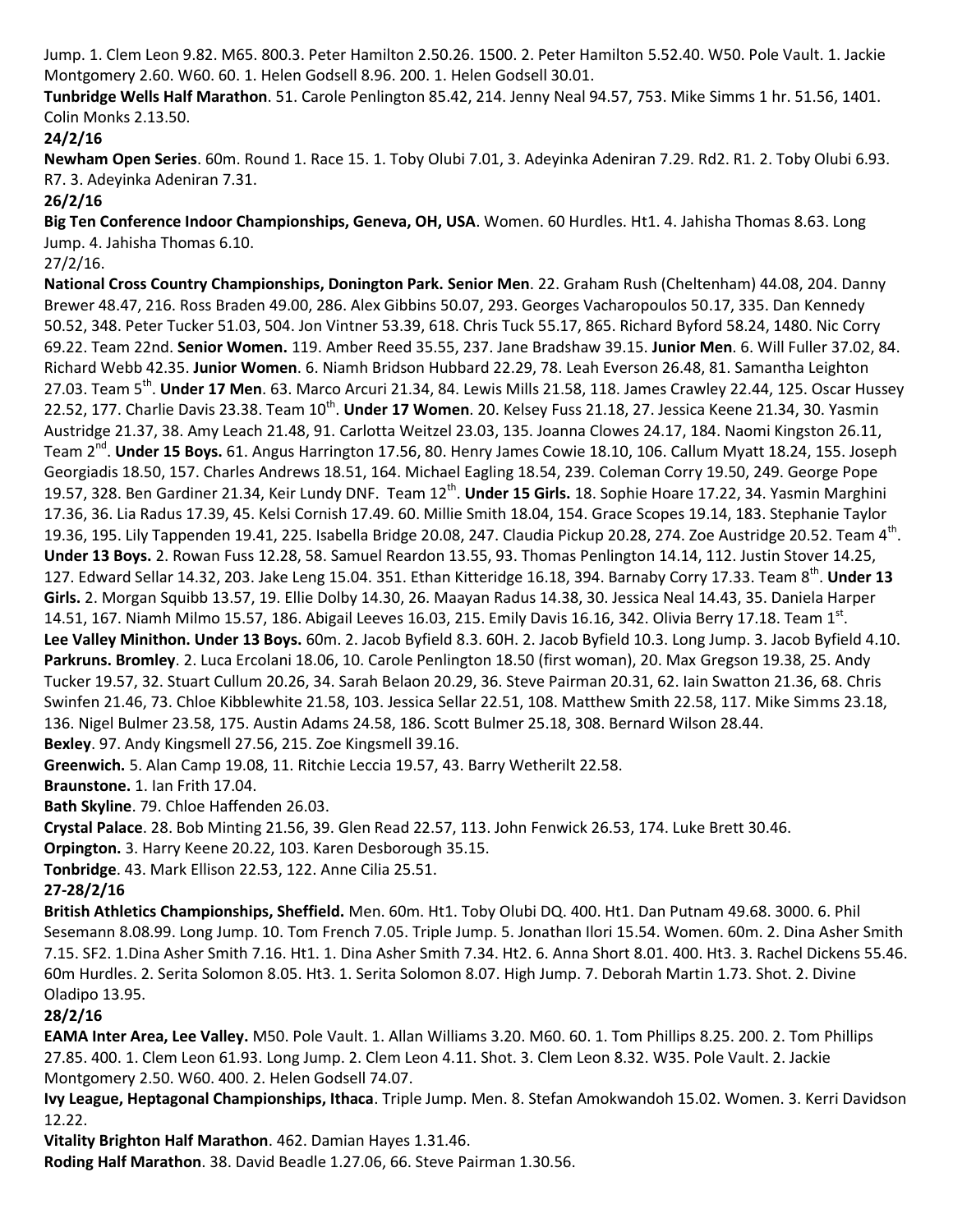Jump. 1. Clem Leon 9.82. M65. 800.3. Peter Hamilton 2.50.26. 1500. 2. Peter Hamilton 5.52.40. W50. Pole Vault. 1. Jackie Montgomery 2.60. W60. 60. 1. Helen Godsell 8.96. 200. 1. Helen Godsell 30.01.

**Tunbridge Wells Half Marathon**. 51. Carole Penlington 85.42, 214. Jenny Neal 94.57, 753. Mike Simms 1 hr. 51.56, 1401. Colin Monks 2.13.50.

**24/2/16**

**Newham Open Series**. 60m. Round 1. Race 15. 1. Toby Olubi 7.01, 3. Adeyinka Adeniran 7.29. Rd2. R1. 2. Toby Olubi 6.93. R7. 3. Adeyinka Adeniran 7.31.

**26/2/16**

**Big Ten Conference Indoor Championships, Geneva, OH, USA**. Women. 60 Hurdles. Ht1. 4. Jahisha Thomas 8.63. Long Jump. 4. Jahisha Thomas 6.10.

27/2/16.

**National Cross Country Championships, Donington Park. Senior Men**. 22. Graham Rush (Cheltenham) 44.08, 204. Danny Brewer 48.47, 216. Ross Braden 49.00, 286. Alex Gibbins 50.07, 293. Georges Vacharopoulos 50.17, 335. Dan Kennedy 50.52, 348. Peter Tucker 51.03, 504. Jon Vintner 53.39, 618. Chris Tuck 55.17, 865. Richard Byford 58.24, 1480. Nic Corry 69.22. Team 22nd. **Senior Women.** 119. Amber Reed 35.55, 237. Jane Bradshaw 39.15. **Junior Men**. 6. Will Fuller 37.02, 84. Richard Webb 42.35. **Junior Women**. 6. Niamh Bridson Hubbard 22.29, 78. Leah Everson 26.48, 81. Samantha Leighton 27.03. Team 5th. **Under 17 Men**. 63. Marco Arcuri 21.34, 84. Lewis Mills 21.58, 118. James Crawley 22.44, 125. Oscar Hussey 22.52, 177. Charlie Davis 23.38. Team 10th. **Under 17 Women**. 20. Kelsey Fuss 21.18, 27. Jessica Keene 21.34, 30. Yasmin Austridge 21.37, 38. Amy Leach 21.48, 91. Carlotta Weitzel 23.03, 135. Joanna Clowes 24.17, 184. Naomi Kingston 26.11, Team 2nd. **Under 15 Boys.** 61. Angus Harrington 17.56, 80. Henry James Cowie 18.10, 106. Callum Myatt 18.24, 155. Joseph Georgiadis 18.50, 157. Charles Andrews 18.51, 164. Michael Eagling 18.54, 239. Coleman Corry 19.50, 249. George Pope 19.57, 328. Ben Gardiner 21.34, Keir Lundy DNF. Team 12th. **Under 15 Girls.** 18. Sophie Hoare 17.22, 34. Yasmin Marghini 17.36, 36. Lia Radus 17.39, 45. Kelsi Cornish 17.49. 60. Millie Smith 18.04, 154. Grace Scopes 19.14, 183. Stephanie Taylor 19.36, 195. Lily Tappenden 19.41, 225. Isabella Bridge 20.08, 247. Claudia Pickup 20.28, 274. Zoe Austridge 20.52. Team 4th. **Under 13 Boys.** 2. Rowan Fuss 12.28, 58. Samuel Reardon 13.55, 93. Thomas Penlington 14.14, 112. Justin Stover 14.25, 127. Edward Sellar 14.32, 203. Jake Leng 15.04. 351. Ethan Kitteridge 16.18, 394. Barnaby Corry 17.33. Team 8th. **Under 13 Girls.** 2. Morgan Squibb 13.57, 19. Ellie Dolby 14.30, 26. Maayan Radus 14.38, 30. Jessica Neal 14.43, 35. Daniela Harper 14.51, 167. Niamh Milmo 15.57, 186. Abigail Leeves 16.03, 215. Emily Davis 16.16, 342. Olivia Berry 17.18. Team 1st.

**Lee Valley Minithon. Under 13 Boys.** 60m. 2. Jacob Byfield 8.3. 60H. 2. Jacob Byfield 10.3. Long Jump. 3. Jacob Byfield 4.10.

**Parkruns. Bromley**. 2. Luca Ercolani 18.06, 10. Carole Penlington 18.50 (first woman), 20. Max Gregson 19.38, 25. Andy Tucker 19.57, 32. Stuart Cullum 20.26, 34. Sarah Belaon 20.29, 36. Steve Pairman 20.31, 62. Iain Swatton 21.36, 68. Chris Swinfen 21.46, 73. Chloe Kibblewhite 21.58, 103. Jessica Sellar 22.51, 108. Matthew Smith 22.58, 117. Mike Simms 23.18, 136. Nigel Bulmer 23.58, 175. Austin Adams 24.58, 186. Scott Bulmer 25.18, 308. Bernard Wilson 28.44.

**Bexley**. 97. Andy Kingsmell 27.56, 215. Zoe Kingsmell 39.16.

**Greenwich.** 5. Alan Camp 19.08, 11. Ritchie Leccia 19.57, 43. Barry Wetherilt 22.58.

**Braunstone.** 1. Ian Frith 17.04.

**Bath Skyline**. 79. Chloe Haffenden 26.03.

**Crystal Palace**. 28. Bob Minting 21.56, 39. Glen Read 22.57, 113. John Fenwick 26.53, 174. Luke Brett 30.46.

**Orpington.** 3. Harry Keene 20.22, 103. Karen Desborough 35.15.

**Tonbridge**. 43. Mark Ellison 22.53, 122. Anne Cilia 25.51.

**27-28/2/16**

**British Athletics Championships, Sheffield.** Men. 60m. Ht1. Toby Olubi DQ. 400. Ht1. Dan Putnam 49.68. 3000. 6. Phil Sesemann 8.08.99. Long Jump. 10. Tom French 7.05. Triple Jump. 5. Jonathan Ilori 15.54. Women. 60m. 2. Dina Asher Smith 7.15. SF2. 1.Dina Asher Smith 7.16. Ht1. 1. Dina Asher Smith 7.34. Ht2. 6. Anna Short 8.01. 400. Ht3. 3. Rachel Dickens 55.46. 60m Hurdles. 2. Serita Solomon 8.05. Ht3. 1. Serita Solomon 8.07. High Jump. 7. Deborah Martin 1.73. Shot. 2. Divine Oladipo 13.95.

**28/2/16**

**EAMA Inter Area, Lee Valley.** M50. Pole Vault. 1. Allan Williams 3.20. M60. 60. 1. Tom Phillips 8.25. 200. 2. Tom Phillips 27.85. 400. 1. Clem Leon 61.93. Long Jump. 2. Clem Leon 4.11. Shot. 3. Clem Leon 8.32. W35. Pole Vault. 2. Jackie Montgomery 2.50. W60. 400. 2. Helen Godsell 74.07.

**Ivy League, Heptagonal Championships, Ithaca**. Triple Jump. Men. 8. Stefan Amokwandoh 15.02. Women. 3. Kerri Davidson 12.22.

**Vitality Brighton Half Marathon**. 462. Damian Hayes 1.31.46.

**Roding Half Marathon**. 38. David Beadle 1.27.06, 66. Steve Pairman 1.30.56.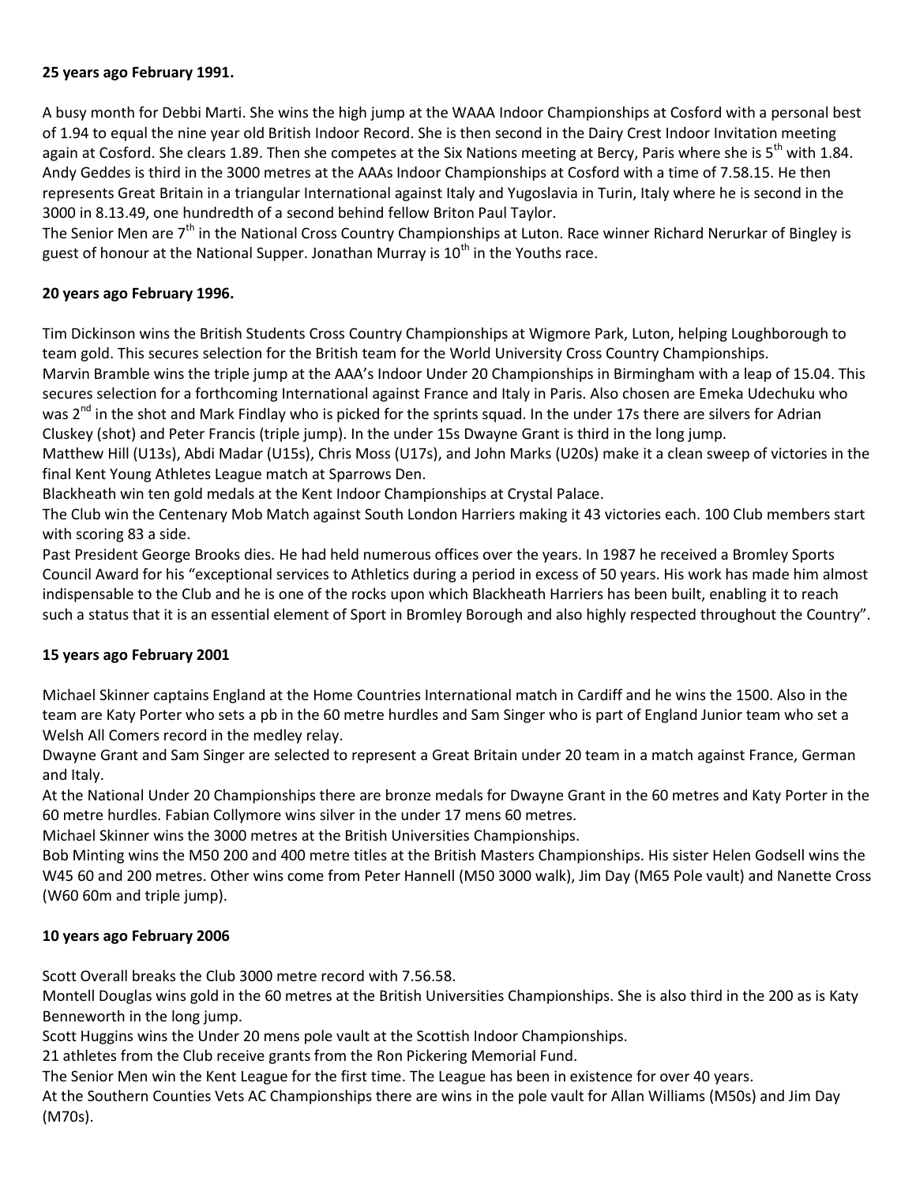**25 years ago February 1991.**

A busy month for Debbi Marti. She wins the high jump at the WAAA Indoor Championships at Cosford with a personal best of 1.94 to equal the nine year old British Indoor Record. She is then second in the Dairy Crest Indoor Invitation meeting again at Cosford. She clears 1.89. Then she competes at the Six Nations meeting at Bercy, Paris where she is 5th with 1.84.
Andy Geddes is third in the 3000 metres at the AAAs Indoor Championships at Cosford with a time of 7.58.15. He then represents Great Britain in a triangular International against Italy and Yugoslavia in Turin, Italy where he is second in the 3000 in 8.13.49, one hundredth of a second behind fellow Briton Paul Taylor.
The Senior Men are 7th in the National Cross Country Championships at Luton. Race winner Richard Nerurkar of Bingley is guest of honour at the National Supper. Jonathan Murray is 10th in the Youths race.

**20 years ago February 1996.**

Tim Dickinson wins the British Students Cross Country Championships at Wigmore Park, Luton, helping Loughborough to team gold. This secures selection for the British team for the World University Cross Country Championships.
Marvin Bramble wins the triple jump at the AAA's Indoor Under 20 Championships in Birmingham with a leap of 15.04. This secures selection for a forthcoming International against France and Italy in Paris. Also chosen are Emeka Udechuku who was 2nd in the shot and Mark Findlay who is picked for the sprints squad. In the under 17s there are silvers for Adrian Cluskey (shot) and Peter Francis (triple jump). In the under 15s Dwayne Grant is third in the long jump.
Matthew Hill (U13s), Abdi Madar (U15s), Chris Moss (U17s), and John Marks (U20s) make it a clean sweep of victories in the final Kent Young Athletes League match at Sparrows Den.
Blackheath win ten gold medals at the Kent Indoor Championships at Crystal Palace.
The Club win the Centenary Mob Match against South London Harriers making it 43 victories each. 100 Club members start with scoring 83 a side.
Past President George Brooks dies. He had held numerous offices over the years. In 1987 he received a Bromley Sports Council Award for his "exceptional services to Athletics during a period in excess of 50 years. His work has made him almost indispensable to the Club and he is one of the rocks upon which Blackheath Harriers has been built, enabling it to reach such a status that it is an essential element of Sport in Bromley Borough and also highly respected throughout the Country".

**15 years ago February 2001**

Michael Skinner captains England at the Home Countries International match in Cardiff and he wins the 1500. Also in the team are Katy Porter who sets a pb in the 60 metre hurdles and Sam Singer who is part of England Junior team who set a Welsh All Comers record in the medley relay.
Dwayne Grant and Sam Singer are selected to represent a Great Britain under 20 team in a match against France, German and Italy.
At the National Under 20 Championships there are bronze medals for Dwayne Grant in the 60 metres and Katy Porter in the 60 metre hurdles. Fabian Collymore wins silver in the under 17 mens 60 metres.
Michael Skinner wins the 3000 metres at the British Universities Championships.
Bob Minting wins the M50 200 and 400 metre titles at the British Masters Championships. His sister Helen Godsell wins the W45 60 and 200 metres. Other wins come from Peter Hannell (M50 3000 walk), Jim Day (M65 Pole vault) and Nanette Cross (W60 60m and triple jump).

**10 years ago February 2006**

Scott Overall breaks the Club 3000 metre record with 7.56.58.
Montell Douglas wins gold in the 60 metres at the British Universities Championships. She is also third in the 200 as is Katy Benneworth in the long jump.
Scott Huggins wins the Under 20 mens pole vault at the Scottish Indoor Championships.
21 athletes from the Club receive grants from the Ron Pickering Memorial Fund.
The Senior Men win the Kent League for the first time. The League has been in existence for over 40 years.
At the Southern Counties Vets AC Championships there are wins in the pole vault for Allan Williams (M50s) and Jim Day (M70s).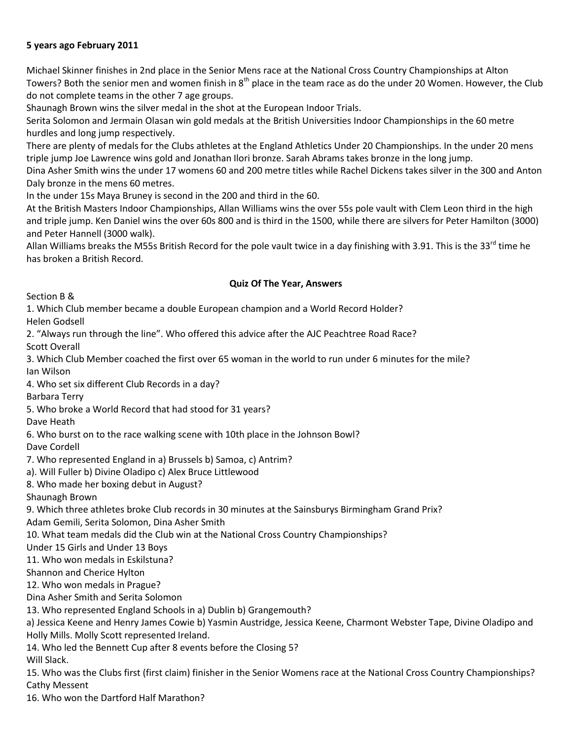**5 years ago February 2011**

Michael Skinner finishes in 2nd place in the Senior Mens race at the National Cross Country Championships at Alton Towers? Both the senior men and women finish in 8th place in the team race as do the under 20 Women. However, the Club do not complete teams in the other 7 age groups.

Shaunagh Brown wins the silver medal in the shot at the European Indoor Trials.

Serita Solomon and Jermain Olasan win gold medals at the British Universities Indoor Championships in the 60 metre hurdles and long jump respectively.

There are plenty of medals for the Clubs athletes at the England Athletics Under 20 Championships. In the under 20 mens triple jump Joe Lawrence wins gold and Jonathan Ilori bronze. Sarah Abrams takes bronze in the long jump.

Dina Asher Smith wins the under 17 womens 60 and 200 metre titles while Rachel Dickens takes silver in the 300 and Anton Daly bronze in the mens 60 metres.

In the under 15s Maya Bruney is second in the 200 and third in the 60.

At the British Masters Indoor Championships, Allan Williams wins the over 55s pole vault with Clem Leon third in the high and triple jump. Ken Daniel wins the over 60s 800 and is third in the 1500, while there are silvers for Peter Hamilton (3000) and Peter Hannell (3000 walk).

Allan Williams breaks the M55s British Record for the pole vault twice in a day finishing with 3.91. This is the 33rd time he has broken a British Record.

**Quiz Of The Year, Answers**

Section B &

1. Which Club member became a double European champion and a World Record Holder?
Helen Godsell
2. "Always run through the line". Who offered this advice after the AJC Peachtree Road Race?
Scott Overall
3. Which Club Member coached the first over 65 woman in the world to run under 6 minutes for the mile?
Ian Wilson
4. Who set six different Club Records in a day?
Barbara Terry
5. Who broke a World Record that had stood for 31 years?
Dave Heath
6. Who burst on to the race walking scene with 10th place in the Johnson Bowl?
Dave Cordell
7. Who represented England in a) Brussels b) Samoa, c) Antrim?
a). Will Fuller b) Divine Oladipo c) Alex Bruce Littlewood
8. Who made her boxing debut in August?
Shaunagh Brown
9. Which three athletes broke Club records in 30 minutes at the Sainsburys Birmingham Grand Prix?
Adam Gemili, Serita Solomon, Dina Asher Smith
10. What team medals did the Club win at the National Cross Country Championships?
Under 15 Girls and Under 13 Boys
11. Who won medals in Eskilstuna?
Shannon and Cherice Hylton
12. Who won medals in Prague?
Dina Asher Smith and Serita Solomon
13. Who represented England Schools in a) Dublin b) Grangemouth?
a) Jessica Keene and Henry James Cowie b) Yasmin Austridge, Jessica Keene, Charmont Webster Tape, Divine Oladipo and Holly Mills. Molly Scott represented Ireland.
14. Who led the Bennett Cup after 8 events before the Closing 5?
Will Slack.
15. Who was the Clubs first (first claim) finisher in the Senior Womens race at the National Cross Country Championships?
Cathy Messent
16. Who won the Dartford Half Marathon?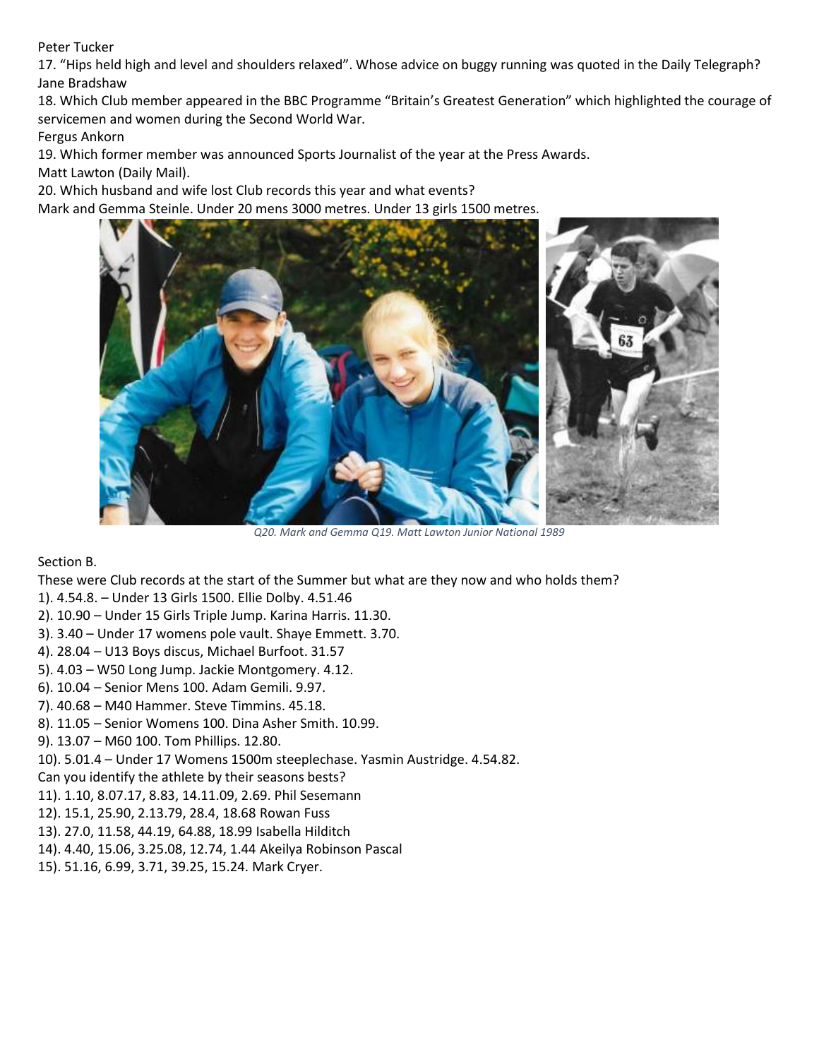Peter Tucker

17. "Hips held high and level and shoulders relaxed". Whose advice on buggy running was quoted in the Daily Telegraph?

Jane Bradshaw

18. Which Club member appeared in the BBC Programme "Britain's Greatest Generation" which highlighted the courage of servicemen and women during the Second World War.

Fergus Ankorn

19. Which former member was announced Sports Journalist of the year at the Press Awards.

Matt Lawton (Daily Mail).

20. Which husband and wife lost Club records this year and what events?

Mark and Gemma Steinle. Under 20 mens 3000 metres. Under 13 girls 1500 metres.

*Q20. Mark and Gemma Q19. Matt Lawton Junior National 1989*

Section B.

These were Club records at the start of the Summer but what are they now and who holds them?

1). 4.54.8. – Under 13 Girls 1500. Ellie Dolby. 4.51.46
2). 10.90 – Under 15 Girls Triple Jump. Karina Harris. 11.30.
3). 3.40 – Under 17 womens pole vault. Shaye Emmett. 3.70.
4). 28.04 – U13 Boys discus, Michael Burfoot. 31.57
5). 4.03 – W50 Long Jump. Jackie Montgomery. 4.12.
6). 10.04 – Senior Mens 100. Adam Gemili. 9.97.
7). 40.68 – M40 Hammer. Steve Timmins. 45.18.
8). 11.05 – Senior Womens 100. Dina Asher Smith. 10.99.
9). 13.07 – M60 100. Tom Phillips. 12.80.
10). 5.01.4 – Under 17 Womens 1500m steeplechase. Yasmin Austridge. 4.54.82.

Can you identify the athlete by their seasons bests?

11). 1.10, 8.07.17, 8.83, 14.11.09, 2.69. Phil Sesemann
12). 15.1, 25.90, 2.13.79, 28.4, 18.68 Rowan Fuss
13). 27.0, 11.58, 44.19, 64.88, 18.99 Isabella Hilditch
14). 4.40, 15.06, 3.25.08, 12.74, 1.44 Akeilya Robinson Pascal
15). 51.16, 6.99, 3.71, 39.25, 15.24. Mark Cryer.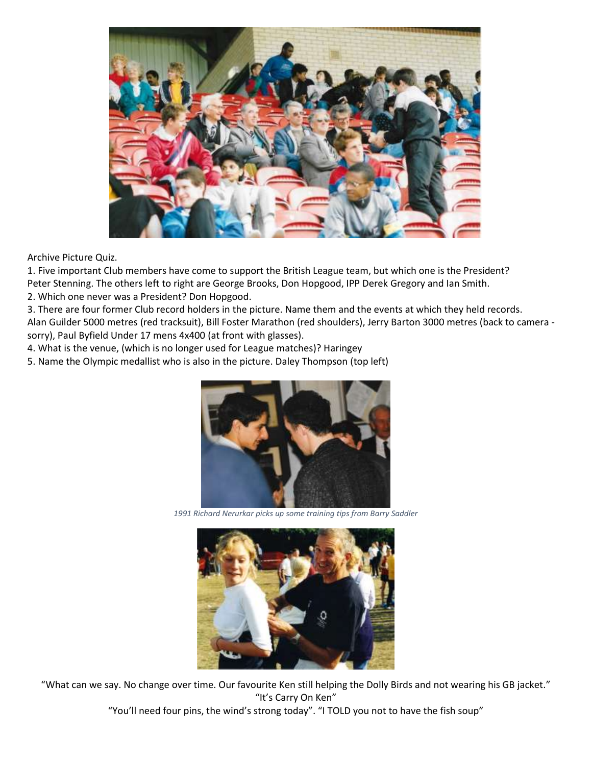Archive Picture Quiz.

1. Five important Club members have come to support the British League team, but which one is the President?
Peter Stenning. The others left to right are George Brooks, Don Hopgood, IPP Derek Gregory and Ian Smith.
2. Which one never was a President? Don Hopgood.
3. There are four former Club record holders in the picture. Name them and the events at which they held records.
Alan Guilder 5000 metres (red tracksuit), Bill Foster Marathon (red shoulders), Jerry Barton 3000 metres (back to camera - sorry), Paul Byfield Under 17 mens 4x400 (at front with glasses).
4. What is the venue, (which is no longer used for League matches)? Haringey
5. Name the Olympic medallist who is also in the picture. Daley Thompson (top left)

*1991 Richard Nerurkar picks up some training tips from Barry Saddler*

"What can we say. No change over time. Our favourite Ken still helping the Dolly Birds and not wearing his GB jacket."
"It's Carry On Ken"
"You'll need four pins, the wind's strong today". "I TOLD you not to have the fish soup"